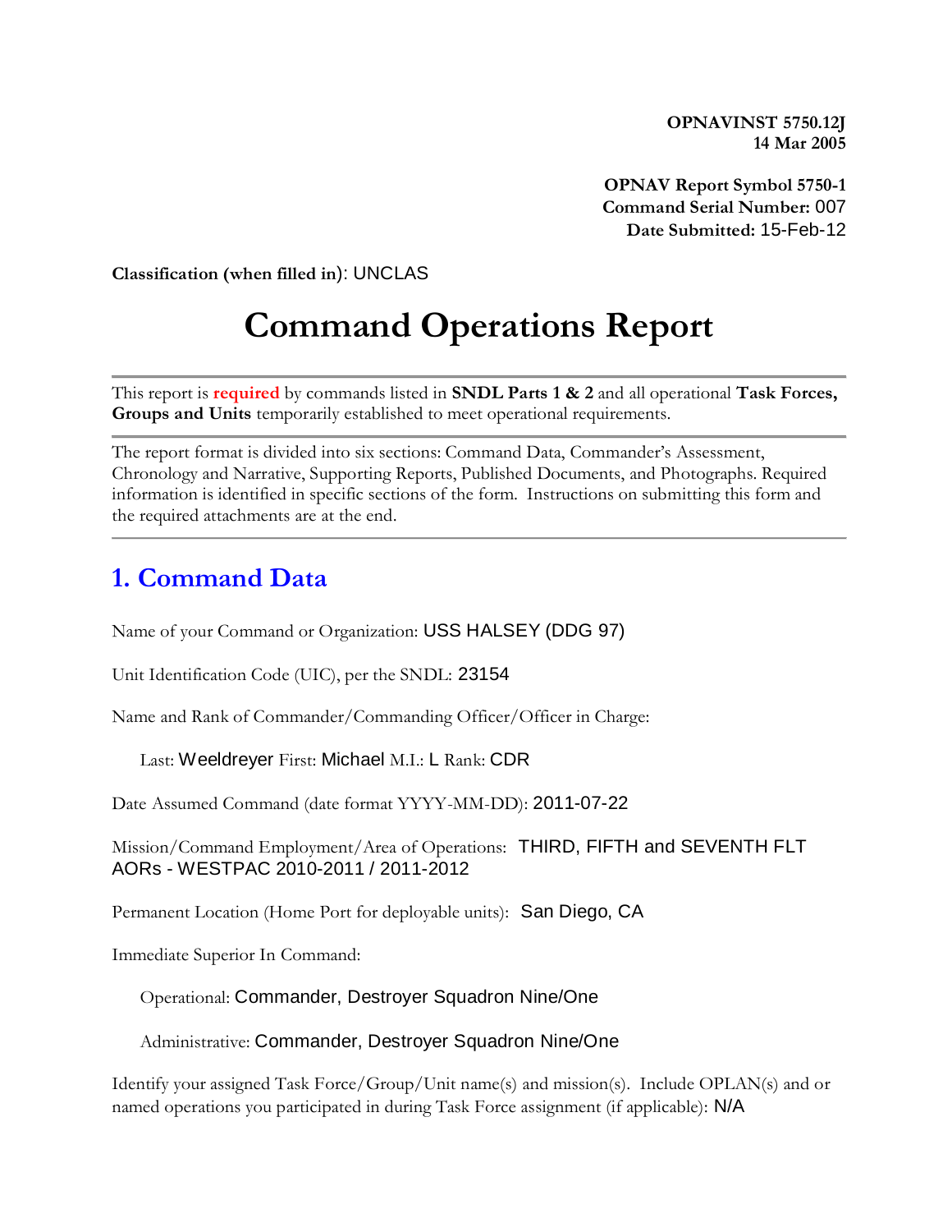**OPNAVINST 5750.12J**
**14 Mar 2005**

**OPNAV Report Symbol 5750-1**
**Command Serial Number:** 007
**Date Submitted:** 15-Feb-12

**Classification (when filled in)**: UNCLAS

# Command Operations Report

This report is **required** by commands listed in **SNDL Parts 1 & 2** and all operational **Task Forces, Groups and Units** temporarily established to meet operational requirements.

The report format is divided into six sections: Command Data, Commander's Assessment, Chronology and Narrative, Supporting Reports, Published Documents, and Photographs. Required information is identified in specific sections of the form. Instructions on submitting this form and the required attachments are at the end.

## 1. Command Data

Name of your Command or Organization: USS HALSEY (DDG 97)

Unit Identification Code (UIC), per the SNDL: 23154

Name and Rank of Commander/Commanding Officer/Officer in Charge:

Last: Weeldreyer First: Michael M.I.: L Rank: CDR

Date Assumed Command (date format YYYY-MM-DD): 2011-07-22

Mission/Command Employment/Area of Operations: THIRD, FIFTH and SEVENTH FLT AORs - WESTPAC 2010-2011 / 2011-2012

Permanent Location (Home Port for deployable units): San Diego, CA

Immediate Superior In Command:

Operational: Commander, Destroyer Squadron Nine/One

Administrative: Commander, Destroyer Squadron Nine/One

Identify your assigned Task Force/Group/Unit name(s) and mission(s). Include OPLAN(s) and or named operations you participated in during Task Force assignment (if applicable): N/A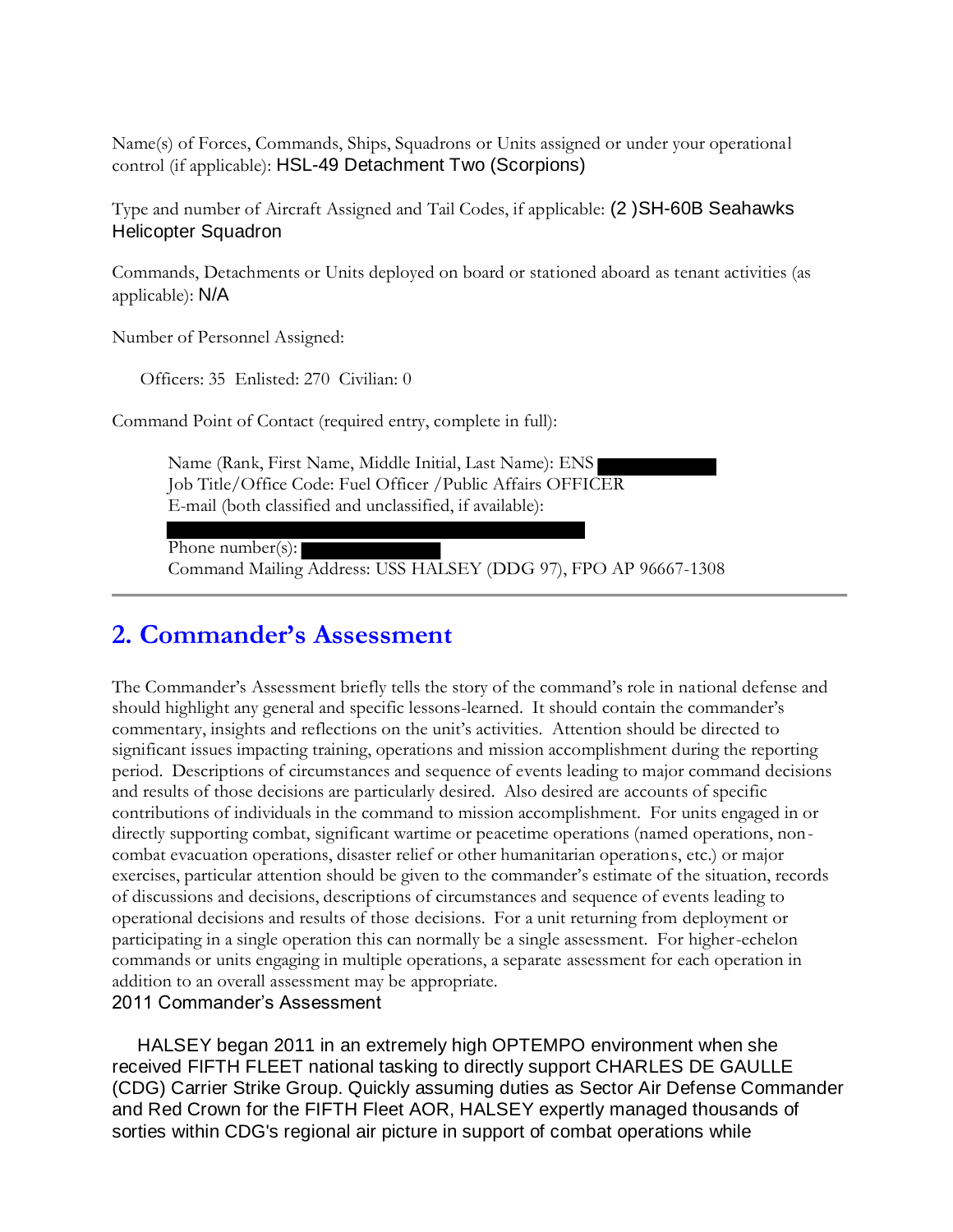Name(s) of Forces, Commands, Ships, Squadrons or Units assigned or under your operational control (if applicable): HSL-49 Detachment Two (Scorpions)

Type and number of Aircraft Assigned and Tail Codes, if applicable: (2 )SH-60B Seahawks Helicopter Squadron

Commands, Detachments or Units deployed on board or stationed aboard as tenant activities (as applicable): N/A

Number of Personnel Assigned:

Officers: 35 Enlisted: 270 Civilian: 0

Command Point of Contact (required entry, complete in full):

Name (Rank, First Name, Middle Initial, Last Name): ENS
Job Title/Office Code: Fuel Officer /Public Affairs OFFICER
E-mail (both classified and unclassified, if available):

Phone number(s):
Command Mailing Address: USS HALSEY (DDG 97), FPO AP 96667-1308

---

## 2. Commander's Assessment

The Commander's Assessment briefly tells the story of the command's role in national defense and should highlight any general and specific lessons-learned. It should contain the commander's commentary, insights and reflections on the unit's activities. Attention should be directed to significant issues impacting training, operations and mission accomplishment during the reporting period. Descriptions of circumstances and sequence of events leading to major command decisions and results of those decisions are particularly desired. Also desired are accounts of specific contributions of individuals in the command to mission accomplishment. For units engaged in or directly supporting combat, significant wartime or peacetime operations (named operations, non-combat evacuation operations, disaster relief or other humanitarian operations, etc.) or major exercises, particular attention should be given to the commander's estimate of the situation, records of discussions and decisions, descriptions of circumstances and sequence of events leading to operational decisions and results of those decisions. For a unit returning from deployment or participating in a single operation this can normally be a single assessment. For higher-echelon commands or units engaging in multiple operations, a separate assessment for each operation in addition to an overall assessment may be appropriate.

2011 Commander's Assessment

HALSEY began 2011 in an extremely high OPTEMPO environment when she received FIFTH FLEET national tasking to directly support CHARLES DE GAULLE (CDG) Carrier Strike Group. Quickly assuming duties as Sector Air Defense Commander and Red Crown for the FIFTH Fleet AOR, HALSEY expertly managed thousands of sorties within CDG's regional air picture in support of combat operations while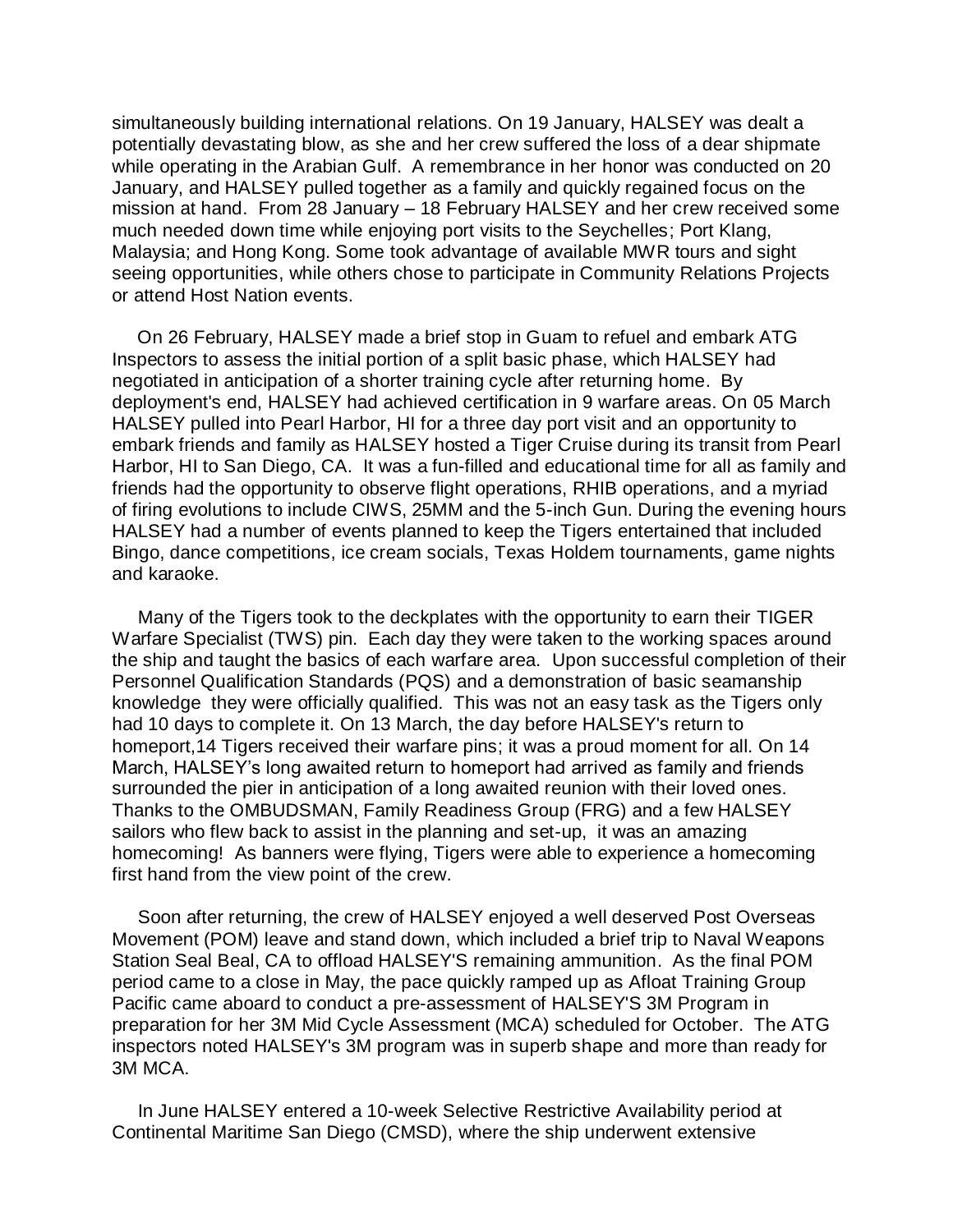simultaneously building international relations. On 19 January, HALSEY was dealt a potentially devastating blow, as she and her crew suffered the loss of a dear shipmate while operating in the Arabian Gulf. A remembrance in her honor was conducted on 20 January, and HALSEY pulled together as a family and quickly regained focus on the mission at hand. From 28 January – 18 February HALSEY and her crew received some much needed down time while enjoying port visits to the Seychelles; Port Klang, Malaysia; and Hong Kong. Some took advantage of available MWR tours and sight seeing opportunities, while others chose to participate in Community Relations Projects or attend Host Nation events.

On 26 February, HALSEY made a brief stop in Guam to refuel and embark ATG Inspectors to assess the initial portion of a split basic phase, which HALSEY had negotiated in anticipation of a shorter training cycle after returning home. By deployment's end, HALSEY had achieved certification in 9 warfare areas. On 05 March HALSEY pulled into Pearl Harbor, HI for a three day port visit and an opportunity to embark friends and family as HALSEY hosted a Tiger Cruise during its transit from Pearl Harbor, HI to San Diego, CA. It was a fun-filled and educational time for all as family and friends had the opportunity to observe flight operations, RHIB operations, and a myriad of firing evolutions to include CIWS, 25MM and the 5-inch Gun. During the evening hours HALSEY had a number of events planned to keep the Tigers entertained that included Bingo, dance competitions, ice cream socials, Texas Holdem tournaments, game nights and karaoke.

Many of the Tigers took to the deckplates with the opportunity to earn their TIGER Warfare Specialist (TWS) pin. Each day they were taken to the working spaces around the ship and taught the basics of each warfare area. Upon successful completion of their Personnel Qualification Standards (PQS) and a demonstration of basic seamanship knowledge they were officially qualified. This was not an easy task as the Tigers only had 10 days to complete it. On 13 March, the day before HALSEY's return to homeport,14 Tigers received their warfare pins; it was a proud moment for all. On 14 March, HALSEY's long awaited return to homeport had arrived as family and friends surrounded the pier in anticipation of a long awaited reunion with their loved ones. Thanks to the OMBUDSMAN, Family Readiness Group (FRG) and a few HALSEY sailors who flew back to assist in the planning and set-up, it was an amazing homecoming! As banners were flying, Tigers were able to experience a homecoming first hand from the view point of the crew.

Soon after returning, the crew of HALSEY enjoyed a well deserved Post Overseas Movement (POM) leave and stand down, which included a brief trip to Naval Weapons Station Seal Beal, CA to offload HALSEY'S remaining ammunition. As the final POM period came to a close in May, the pace quickly ramped up as Afloat Training Group Pacific came aboard to conduct a pre-assessment of HALSEY'S 3M Program in preparation for her 3M Mid Cycle Assessment (MCA) scheduled for October. The ATG inspectors noted HALSEY's 3M program was in superb shape and more than ready for 3M MCA.

In June HALSEY entered a 10-week Selective Restrictive Availability period at Continental Maritime San Diego (CMSD), where the ship underwent extensive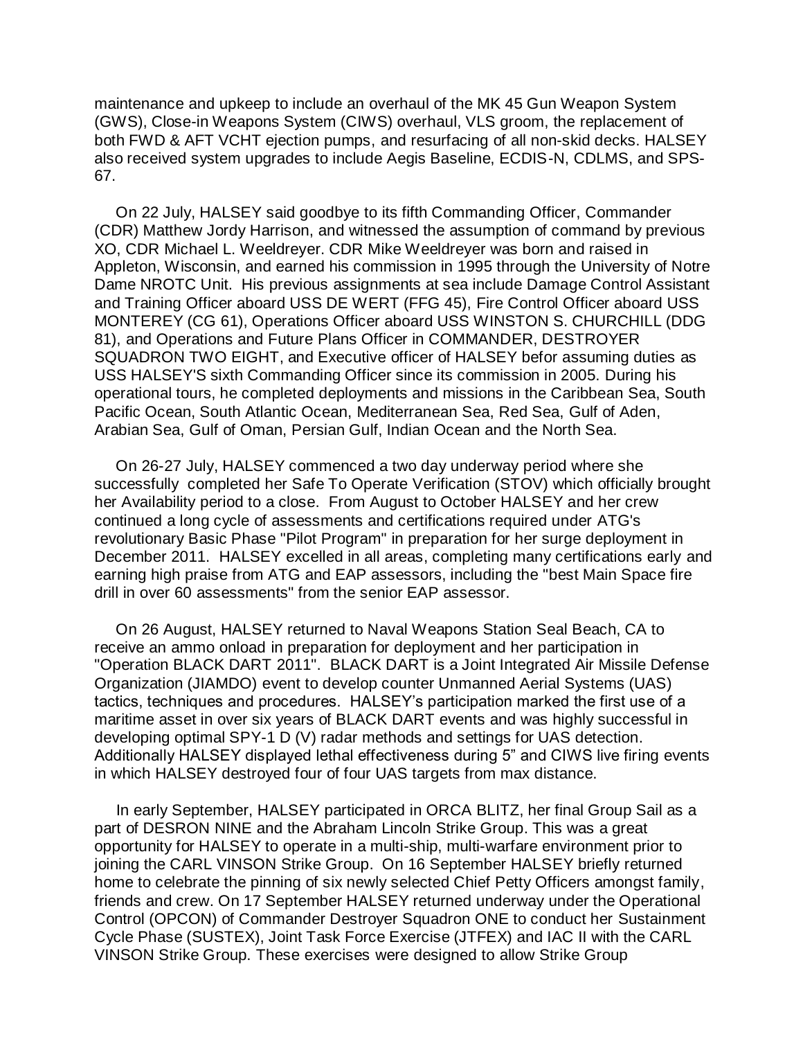maintenance and upkeep to include an overhaul of the MK 45 Gun Weapon System (GWS), Close-in Weapons System (CIWS) overhaul, VLS groom, the replacement of both FWD & AFT VCHT ejection pumps, and resurfacing of all non-skid decks. HALSEY also received system upgrades to include Aegis Baseline, ECDIS-N, CDLMS, and SPS-67.

On 22 July, HALSEY said goodbye to its fifth Commanding Officer, Commander (CDR) Matthew Jordy Harrison, and witnessed the assumption of command by previous XO, CDR Michael L. Weeldreyer. CDR Mike Weeldreyer was born and raised in Appleton, Wisconsin, and earned his commission in 1995 through the University of Notre Dame NROTC Unit. His previous assignments at sea include Damage Control Assistant and Training Officer aboard USS DE WERT (FFG 45), Fire Control Officer aboard USS MONTEREY (CG 61), Operations Officer aboard USS WINSTON S. CHURCHILL (DDG 81), and Operations and Future Plans Officer in COMMANDER, DESTROYER SQUADRON TWO EIGHT, and Executive officer of HALSEY befor assuming duties as USS HALSEY'S sixth Commanding Officer since its commission in 2005. During his operational tours, he completed deployments and missions in the Caribbean Sea, South Pacific Ocean, South Atlantic Ocean, Mediterranean Sea, Red Sea, Gulf of Aden, Arabian Sea, Gulf of Oman, Persian Gulf, Indian Ocean and the North Sea.

On 26-27 July, HALSEY commenced a two day underway period where she successfully completed her Safe To Operate Verification (STOV) which officially brought her Availability period to a close. From August to October HALSEY and her crew continued a long cycle of assessments and certifications required under ATG's revolutionary Basic Phase "Pilot Program" in preparation for her surge deployment in December 2011. HALSEY excelled in all areas, completing many certifications early and earning high praise from ATG and EAP assessors, including the "best Main Space fire drill in over 60 assessments" from the senior EAP assessor.

On 26 August, HALSEY returned to Naval Weapons Station Seal Beach, CA to receive an ammo onload in preparation for deployment and her participation in "Operation BLACK DART 2011". BLACK DART is a Joint Integrated Air Missile Defense Organization (JIAMDO) event to develop counter Unmanned Aerial Systems (UAS) tactics, techniques and procedures. HALSEY's participation marked the first use of a maritime asset in over six years of BLACK DART events and was highly successful in developing optimal SPY-1 D (V) radar methods and settings for UAS detection. Additionally HALSEY displayed lethal effectiveness during 5" and CIWS live firing events in which HALSEY destroyed four of four UAS targets from max distance.

In early September, HALSEY participated in ORCA BLITZ, her final Group Sail as a part of DESRON NINE and the Abraham Lincoln Strike Group. This was a great opportunity for HALSEY to operate in a multi-ship, multi-warfare environment prior to joining the CARL VINSON Strike Group. On 16 September HALSEY briefly returned home to celebrate the pinning of six newly selected Chief Petty Officers amongst family, friends and crew. On 17 September HALSEY returned underway under the Operational Control (OPCON) of Commander Destroyer Squadron ONE to conduct her Sustainment Cycle Phase (SUSTEX), Joint Task Force Exercise (JTFEX) and IAC II with the CARL VINSON Strike Group. These exercises were designed to allow Strike Group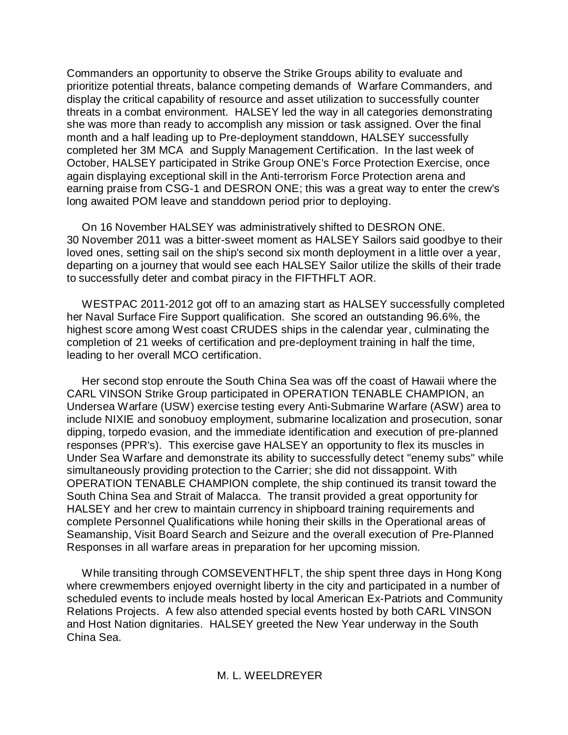Commanders an opportunity to observe the Strike Groups ability to evaluate and prioritize potential threats, balance competing demands of Warfare Commanders, and display the critical capability of resource and asset utilization to successfully counter threats in a combat environment. HALSEY led the way in all categories demonstrating she was more than ready to accomplish any mission or task assigned. Over the final month and a half leading up to Pre-deployment standdown, HALSEY successfully completed her 3M MCA and Supply Management Certification. In the last week of October, HALSEY participated in Strike Group ONE's Force Protection Exercise, once again displaying exceptional skill in the Anti-terrorism Force Protection arena and earning praise from CSG-1 and DESRON ONE; this was a great way to enter the crew's long awaited POM leave and standdown period prior to deploying.

On 16 November HALSEY was administratively shifted to DESRON ONE. 30 November 2011 was a bitter-sweet moment as HALSEY Sailors said goodbye to their loved ones, setting sail on the ship's second six month deployment in a little over a year, departing on a journey that would see each HALSEY Sailor utilize the skills of their trade to successfully deter and combat piracy in the FIFTHFLT AOR.

WESTPAC 2011-2012 got off to an amazing start as HALSEY successfully completed her Naval Surface Fire Support qualification. She scored an outstanding 96.6%, the highest score among West coast CRUDES ships in the calendar year, culminating the completion of 21 weeks of certification and pre-deployment training in half the time, leading to her overall MCO certification.

Her second stop enroute the South China Sea was off the coast of Hawaii where the CARL VINSON Strike Group participated in OPERATION TENABLE CHAMPION, an Undersea Warfare (USW) exercise testing every Anti-Submarine Warfare (ASW) area to include NIXIE and sonobuoy employment, submarine localization and prosecution, sonar dipping, torpedo evasion, and the immediate identification and execution of pre-planned responses (PPR's). This exercise gave HALSEY an opportunity to flex its muscles in Under Sea Warfare and demonstrate its ability to successfully detect "enemy subs" while simultaneously providing protection to the Carrier; she did not dissappoint. With OPERATION TENABLE CHAMPION complete, the ship continued its transit toward the South China Sea and Strait of Malacca. The transit provided a great opportunity for HALSEY and her crew to maintain currency in shipboard training requirements and complete Personnel Qualifications while honing their skills in the Operational areas of Seamanship, Visit Board Search and Seizure and the overall execution of Pre-Planned Responses in all warfare areas in preparation for her upcoming mission.

While transiting through COMSEVENTHFLT, the ship spent three days in Hong Kong where crewmembers enjoyed overnight liberty in the city and participated in a number of scheduled events to include meals hosted by local American Ex-Patriots and Community Relations Projects. A few also attended special events hosted by both CARL VINSON and Host Nation dignitaries. HALSEY greeted the New Year underway in the South China Sea.

M. L. WEELDREYER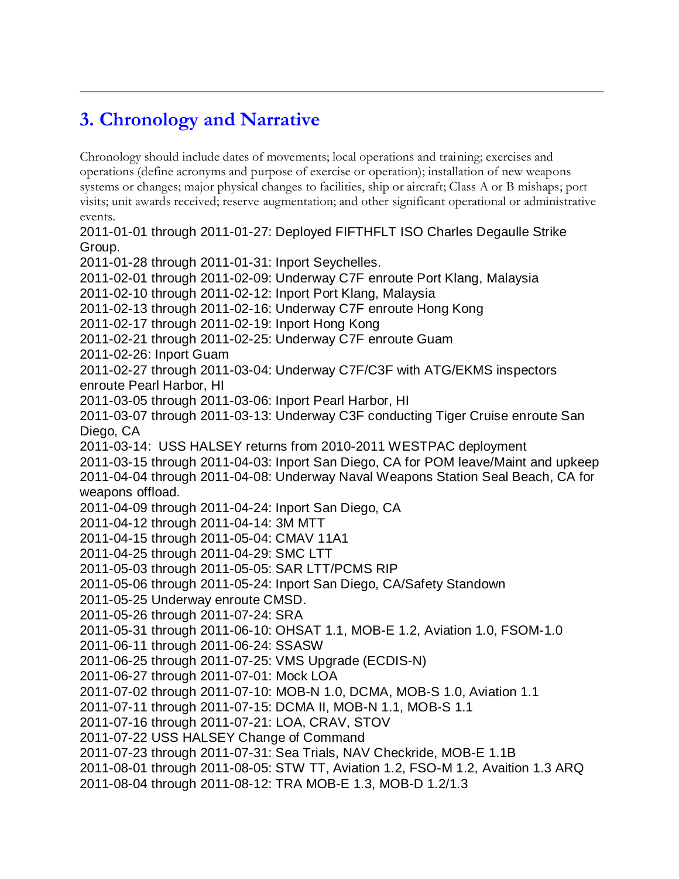## 3. Chronology and Narrative

Chronology should include dates of movements; local operations and training; exercises and operations (define acronyms and purpose of exercise or operation); installation of new weapons systems or changes; major physical changes to facilities, ship or aircraft; Class A or B mishaps; port visits; unit awards received; reserve augmentation; and other significant operational or administrative events.

2011-01-01 through 2011-01-27: Deployed FIFTHFLT ISO Charles Degaulle Strike Group.
2011-01-28 through 2011-01-31: Inport Seychelles.
2011-02-01 through 2011-02-09: Underway C7F enroute Port Klang, Malaysia
2011-02-10 through 2011-02-12: Inport Port Klang, Malaysia
2011-02-13 through 2011-02-16: Underway C7F enroute Hong Kong
2011-02-17 through 2011-02-19: Inport Hong Kong
2011-02-21 through 2011-02-25: Underway C7F enroute Guam
2011-02-26: Inport Guam
2011-02-27 through 2011-03-04: Underway C7F/C3F with ATG/EKMS inspectors enroute Pearl Harbor, HI
2011-03-05 through 2011-03-06: Inport Pearl Harbor, HI
2011-03-07 through 2011-03-13: Underway C3F conducting Tiger Cruise enroute San Diego, CA
2011-03-14: USS HALSEY returns from 2010-2011 WESTPAC deployment
2011-03-15 through 2011-04-03: Inport San Diego, CA for POM leave/Maint and upkeep
2011-04-04 through 2011-04-08: Underway Naval Weapons Station Seal Beach, CA for weapons offload.
2011-04-09 through 2011-04-24: Inport San Diego, CA
2011-04-12 through 2011-04-14: 3M MTT
2011-04-15 through 2011-05-04: CMAV 11A1
2011-04-25 through 2011-04-29: SMC LTT
2011-05-03 through 2011-05-05: SAR LTT/PCMS RIP
2011-05-06 through 2011-05-24: Inport San Diego, CA/Safety Standown
2011-05-25 Underway enroute CMSD.
2011-05-26 through 2011-07-24: SRA
2011-05-31 through 2011-06-10: OHSAT 1.1, MOB-E 1.2, Aviation 1.0, FSOM-1.0
2011-06-11 through 2011-06-24: SSASW
2011-06-25 through 2011-07-25: VMS Upgrade (ECDIS-N)
2011-06-27 through 2011-07-01: Mock LOA
2011-07-02 through 2011-07-10: MOB-N 1.0, DCMA, MOB-S 1.0, Aviation 1.1
2011-07-11 through 2011-07-15: DCMA II, MOB-N 1.1, MOB-S 1.1
2011-07-16 through 2011-07-21: LOA, CRAV, STOV
2011-07-22 USS HALSEY Change of Command
2011-07-23 through 2011-07-31: Sea Trials, NAV Checkride, MOB-E 1.1B
2011-08-01 through 2011-08-05: STW TT, Aviation 1.2, FSO-M 1.2, Avaition 1.3 ARQ
2011-08-04 through 2011-08-12: TRA MOB-E 1.3, MOB-D 1.2/1.3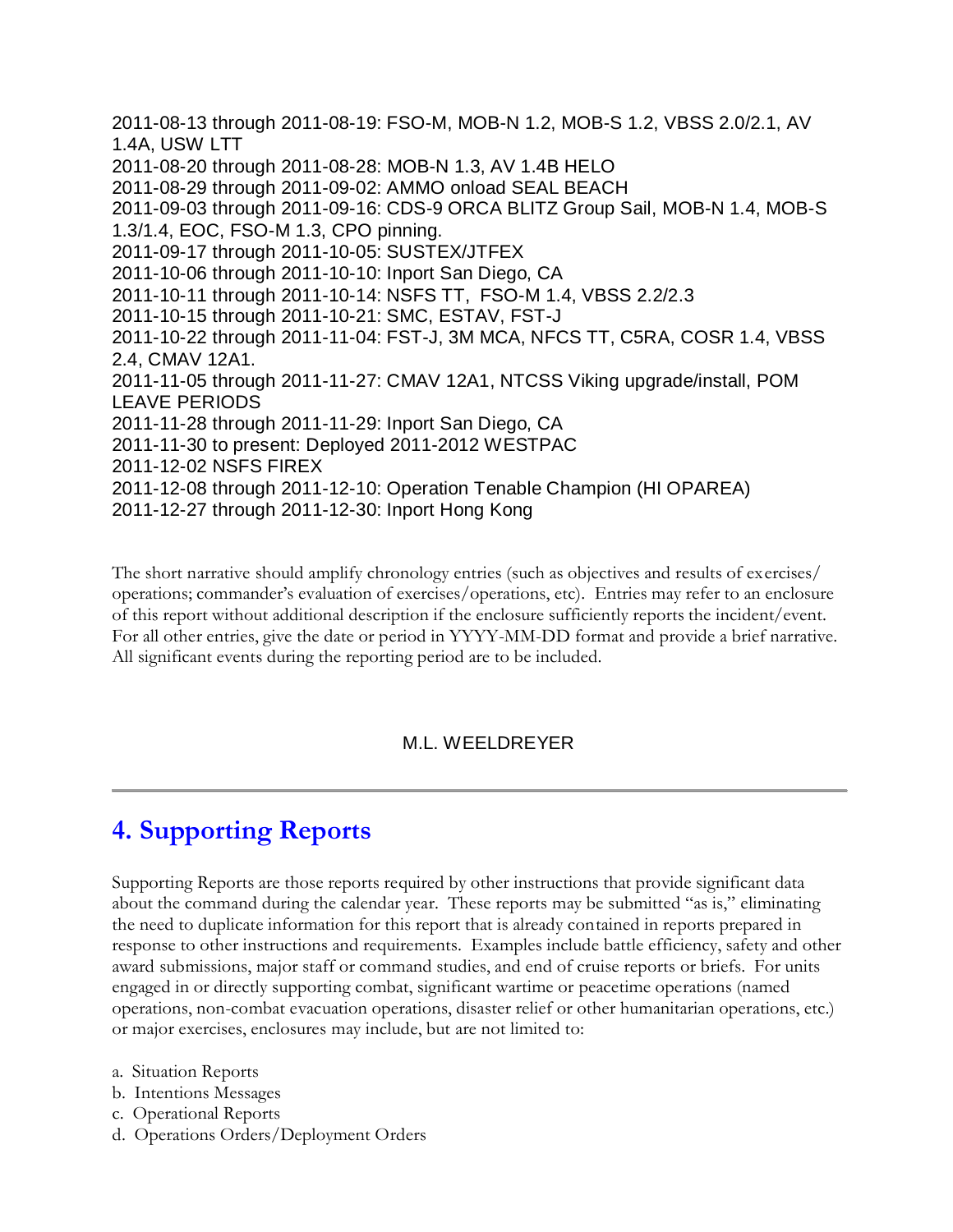2011-08-13 through 2011-08-19: FSO-M, MOB-N 1.2, MOB-S 1.2, VBSS 2.0/2.1, AV 1.4A, USW LTT
2011-08-20 through 2011-08-28: MOB-N 1.3, AV 1.4B HELO
2011-08-29 through 2011-09-02: AMMO onload SEAL BEACH
2011-09-03 through 2011-09-16: CDS-9 ORCA BLITZ Group Sail, MOB-N 1.4, MOB-S 1.3/1.4, EOC, FSO-M 1.3, CPO pinning.
2011-09-17 through 2011-10-05: SUSTEX/JTFEX
2011-10-06 through 2011-10-10: Inport San Diego, CA
2011-10-11 through 2011-10-14: NSFS TT, FSO-M 1.4, VBSS 2.2/2.3
2011-10-15 through 2011-10-21: SMC, ESTAV, FST-J
2011-10-22 through 2011-11-04: FST-J, 3M MCA, NFCS TT, C5RA, COSR 1.4, VBSS 2.4, CMAV 12A1.
2011-11-05 through 2011-11-27: CMAV 12A1, NTCSS Viking upgrade/install, POM LEAVE PERIODS
2011-11-28 through 2011-11-29: Inport San Diego, CA
2011-11-30 to present: Deployed 2011-2012 WESTPAC
2011-12-02 NSFS FIREX
2011-12-08 through 2011-12-10: Operation Tenable Champion (HI OPAREA)
2011-12-27 through 2011-12-30: Inport Hong Kong

The short narrative should amplify chronology entries (such as objectives and results of exercises/operations; commander's evaluation of exercises/operations, etc). Entries may refer to an enclosure of this report without additional description if the enclosure sufficiently reports the incident/event. For all other entries, give the date or period in YYYY-MM-DD format and provide a brief narrative. All significant events during the reporting period are to be included.

M.L. WEELDREYER

---

## 4. Supporting Reports

Supporting Reports are those reports required by other instructions that provide significant data about the command during the calendar year. These reports may be submitted "as is," eliminating the need to duplicate information for this report that is already contained in reports prepared in response to other instructions and requirements. Examples include battle efficiency, safety and other award submissions, major staff or command studies, and end of cruise reports or briefs. For units engaged in or directly supporting combat, significant wartime or peacetime operations (named operations, non-combat evacuation operations, disaster relief or other humanitarian operations, etc.) or major exercises, enclosures may include, but are not limited to:

a. Situation Reports
b. Intentions Messages
c. Operational Reports
d. Operations Orders/Deployment Orders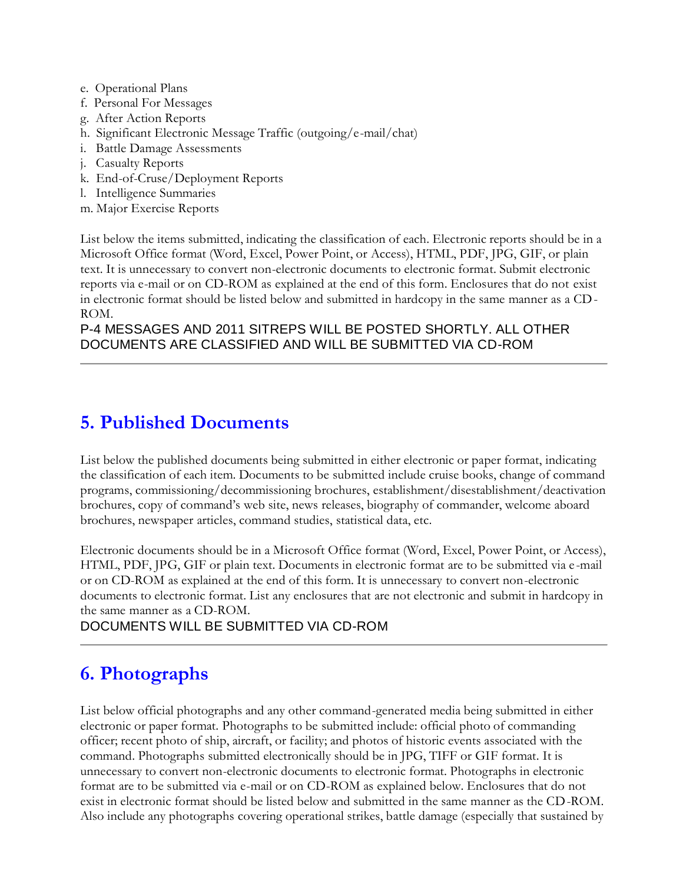e. Operational Plans
f. Personal For Messages
g. After Action Reports
h. Significant Electronic Message Traffic (outgoing/e-mail/chat)
i. Battle Damage Assessments
j. Casualty Reports
k. End-of-Cruse/Deployment Reports
l. Intelligence Summaries
m. Major Exercise Reports

List below the items submitted, indicating the classification of each. Electronic reports should be in a Microsoft Office format (Word, Excel, Power Point, or Access), HTML, PDF, JPG, GIF, or plain text. It is unnecessary to convert non-electronic documents to electronic format. Submit electronic reports via e-mail or on CD-ROM as explained at the end of this form. Enclosures that do not exist in electronic format should be listed below and submitted in hardcopy in the same manner as a CD-ROM.

P-4 MESSAGES AND 2011 SITREPS WILL BE POSTED SHORTLY. ALL OTHER DOCUMENTS ARE CLASSIFIED AND WILL BE SUBMITTED VIA CD-ROM

---

## 5. Published Documents

List below the published documents being submitted in either electronic or paper format, indicating the classification of each item. Documents to be submitted include cruise books, change of command programs, commissioning/decommissioning brochures, establishment/disestablishment/deactivation brochures, copy of command's web site, news releases, biography of commander, welcome aboard brochures, newspaper articles, command studies, statistical data, etc.

Electronic documents should be in a Microsoft Office format (Word, Excel, Power Point, or Access), HTML, PDF, JPG, GIF or plain text. Documents in electronic format are to be submitted via e-mail or on CD-ROM as explained at the end of this form. It is unnecessary to convert non-electronic documents to electronic format. List any enclosures that are not electronic and submit in hardcopy in the same manner as a CD-ROM.

DOCUMENTS WILL BE SUBMITTED VIA CD-ROM

---

## 6. Photographs

List below official photographs and any other command-generated media being submitted in either electronic or paper format. Photographs to be submitted include: official photo of commanding officer; recent photo of ship, aircraft, or facility; and photos of historic events associated with the command. Photographs submitted electronically should be in JPG, TIFF or GIF format. It is unnecessary to convert non-electronic documents to electronic format. Photographs in electronic format are to be submitted via e-mail or on CD-ROM as explained below. Enclosures that do not exist in electronic format should be listed below and submitted in the same manner as the CD-ROM. Also include any photographs covering operational strikes, battle damage (especially that sustained by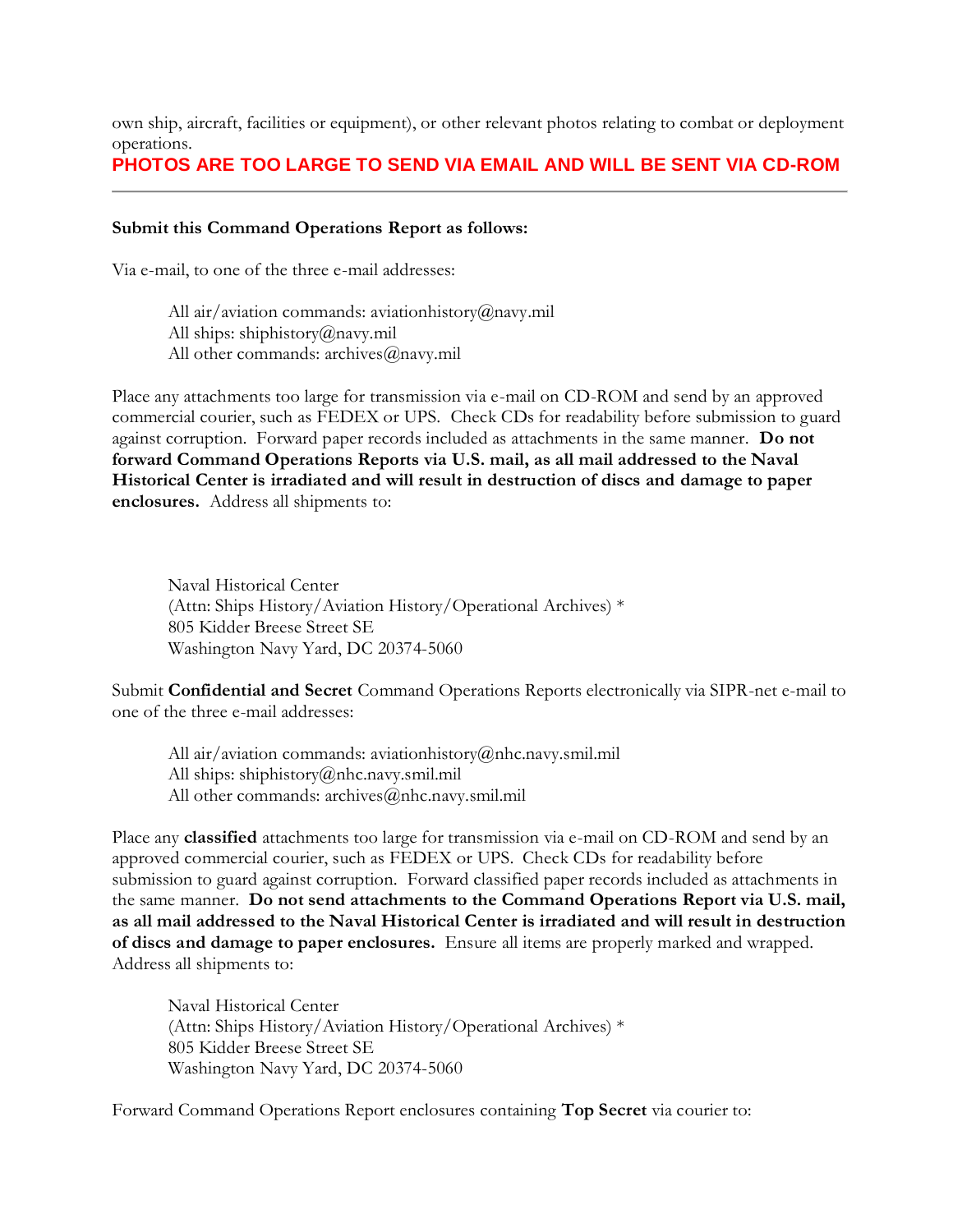own ship, aircraft, facilities or equipment), or other relevant photos relating to combat or deployment operations.

**PHOTOS ARE TOO LARGE TO SEND VIA EMAIL AND WILL BE SENT VIA CD-ROM**

---

**Submit this Command Operations Report as follows:**

Via e-mail, to one of the three e-mail addresses:

All air/aviation commands: aviationhistory@navy.mil
All ships: shiphistory@navy.mil
All other commands: archives@navy.mil

Place any attachments too large for transmission via e-mail on CD-ROM and send by an approved commercial courier, such as FEDEX or UPS. Check CDs for readability before submission to guard against corruption. Forward paper records included as attachments in the same manner. **Do not forward Command Operations Reports via U.S. mail, as all mail addressed to the Naval Historical Center is irradiated and will result in destruction of discs and damage to paper enclosures.** Address all shipments to:

Naval Historical Center
(Attn: Ships History/Aviation History/Operational Archives) *
805 Kidder Breese Street SE
Washington Navy Yard, DC 20374-5060

Submit **Confidential and Secret** Command Operations Reports electronically via SIPR-net e-mail to one of the three e-mail addresses:

All air/aviation commands: aviationhistory@nhc.navy.smil.mil
All ships: shiphistory@nhc.navy.smil.mil
All other commands: archives@nhc.navy.smil.mil

Place any **classified** attachments too large for transmission via e-mail on CD-ROM and send by an approved commercial courier, such as FEDEX or UPS. Check CDs for readability before submission to guard against corruption. Forward classified paper records included as attachments in the same manner. **Do not send attachments to the Command Operations Report via U.S. mail, as all mail addressed to the Naval Historical Center is irradiated and will result in destruction of discs and damage to paper enclosures.** Ensure all items are properly marked and wrapped. Address all shipments to:

Naval Historical Center
(Attn: Ships History/Aviation History/Operational Archives) *
805 Kidder Breese Street SE
Washington Navy Yard, DC 20374-5060

Forward Command Operations Report enclosures containing **Top Secret** via courier to: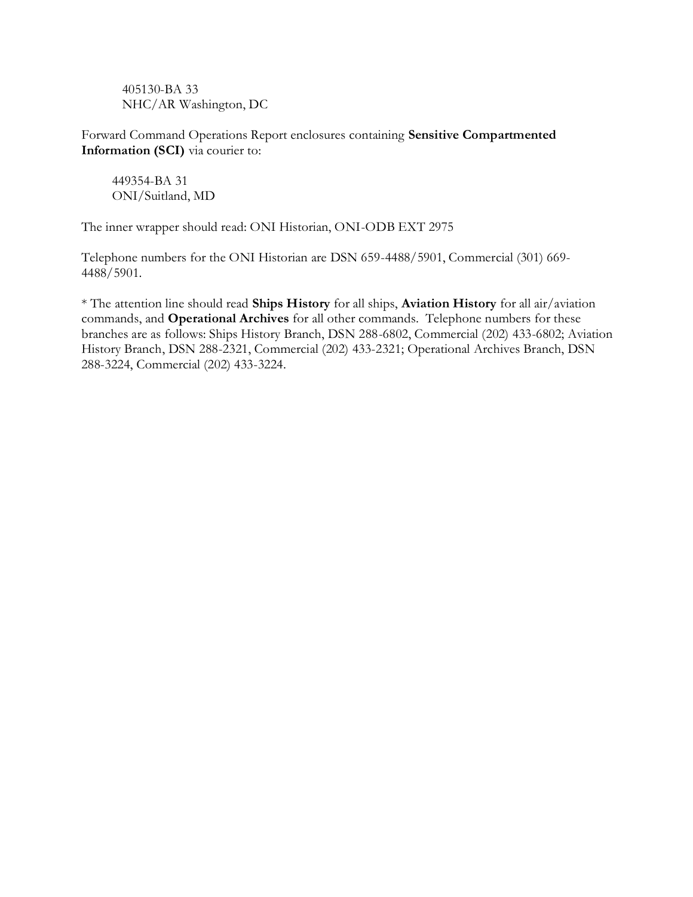405130-BA 33
NHC/AR Washington, DC

Forward Command Operations Report enclosures containing **Sensitive Compartmented Information (SCI)** via courier to:

449354-BA 31
ONI/Suitland, MD

The inner wrapper should read: ONI Historian, ONI-ODB EXT 2975

Telephone numbers for the ONI Historian are DSN 659-4488/5901, Commercial (301) 669-4488/5901.

* The attention line should read **Ships History** for all ships, **Aviation History** for all air/aviation commands, and **Operational Archives** for all other commands. Telephone numbers for these branches are as follows: Ships History Branch, DSN 288-6802, Commercial (202) 433-6802; Aviation History Branch, DSN 288-2321, Commercial (202) 433-2321; Operational Archives Branch, DSN 288-3224, Commercial (202) 433-3224.